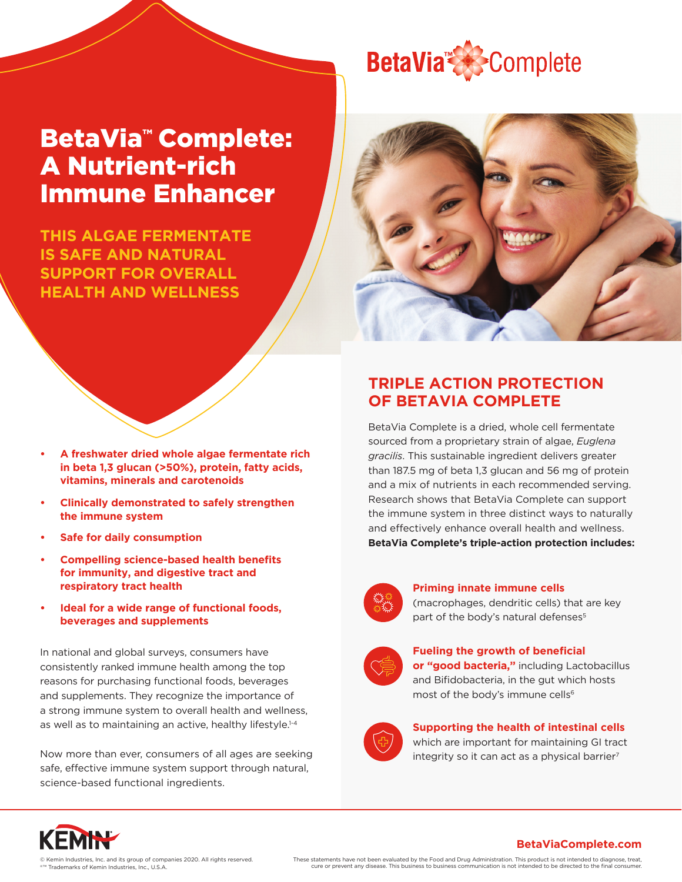BetaVia™ Complete

# BetaVia™ Complete: A Nutrient-rich Immune Enhancer

## THIS ALGAE FERMENTATE IS SAFE AND NATURAL SUPPORT FOR OVERALL HEALTH AND WELLNESS

- **A freshwater dried whole algae fermentate rich in beta 1,3 glucan (>50%), protein, fatty acids, vitamins, minerals and carotenoids**
- **Clinically demonstrated to safely strengthen the immune system**
- **Safe for daily consumption**
- **Compelling science-based health benefits for immunity, and digestive tract and respiratory tract health**
- **Ideal for a wide range of functional foods, beverages and supplements**

In national and global surveys, consumers have consistently ranked immune health among the top reasons for purchasing functional foods, beverages and supplements. They recognize the importance of a strong immune system to overall health and wellness, as well as to maintaining an active, healthy lifestyle.[1-4]

Now more than ever, consumers of all ages are seeking safe, effective immune system support through natural, science-based functional ingredients.

## TRIPLE ACTION PROTECTION OF BETAVIA COMPLETE

BetaVia Complete is a dried, whole cell fermentate sourced from a proprietary strain of algae, *Euglena gracilis*. This sustainable ingredient delivers greater than 187.5 mg of beta 1,3 glucan and 56 mg of protein and a mix of nutrients in each recommended serving. Research shows that BetaVia Complete can support the immune system in three distinct ways to naturally and effectively enhance overall health and wellness. **BetaVia Complete's triple-action protection includes:**

**Priming innate immune cells** (macrophages, dendritic cells) that are key part of the body's natural defenses[5]

**Fueling the growth of beneficial or "good bacteria,"** including Lactobacillus and Bifidobacteria, in the gut which hosts most of the body's immune cells[6]

**Supporting the health of intestinal cells** which are important for maintaining GI tract integrity so it can act as a physical barrier[7]

KEMIN

© Kemin Industries, Inc. and its group of companies 2020. All rights reserved. ®™ Trademarks of Kemin Industries, Inc., U.S.A.

**BetaViaComplete.com**

These statements have not been evaluated by the Food and Drug Administration. This product is not intended to diagnose, treat, cure or prevent any disease. This business to business communication is not intended to be directed to the final consumer.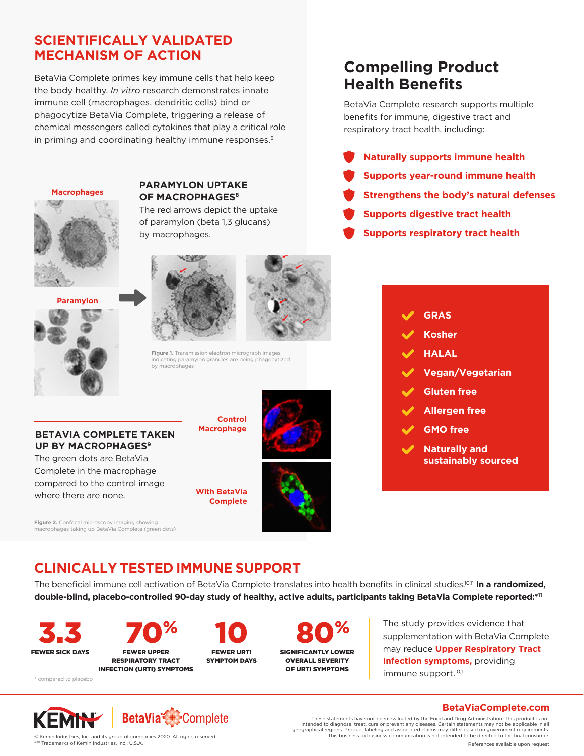## SCIENTIFICALLY VALIDATED MECHANISM OF ACTION

BetaVia Complete primes key immune cells that help keep the body healthy. *In vitro* research demonstrates innate immune cell (macrophages, dendritic cells) bind or phagocytize BetaVia Complete, triggering a release of chemical messengers called cytokines that play a critical role in priming and coordinating healthy immune responses.[5]

### PARAMYLON UPTAKE OF MACROPHAGES[8]

The red arrows depict the uptake of paramylon (beta 1,3 glucans) by macrophages.

Macrophages

Paramylon

**Figure 1.** Transmission electron micrograph images indicating paramylon granules are being phagocytized by macrophages

### BETAVIA COMPLETE TAKEN UP BY MACROPHAGES[9]

The green dots are BetaVia Complete in the macrophage compared to the control image where there are none.

Control Macrophage

With BetaVia Complete

**Figure 2.** Confocal microscopy imaging showing macrophages taking up BetaVia Complete (green dots)

## Compelling Product Health Benefits

BetaVia Complete research supports multiple benefits for immune, digestive tract and respiratory tract health, including:

- **Naturally supports immune health**
- **Supports year-round immune health**
- **Strengthens the body's natural defenses**
- **Supports digestive tract health**
- **Supports respiratory tract health**

- **GRAS**
- **Kosher**
- **HALAL**
- **Vegan/Vegetarian**
- **Gluten free**
- **Allergen free**
- **GMO free**
- **Naturally and sustainably sourced**

## CLINICALLY TESTED IMMUNE SUPPORT

The beneficial immune cell activation of BetaVia Complete translates into health benefits in clinical studies.[10,11] **In a randomized, double-blind, placebo-controlled 90-day study of healthy, active adults, participants taking BetaVia Complete reported:*[11]**

**3.3** FEWER SICK DAYS

**70%** FEWER UPPER RESPIRATORY TRACT INFECTION (URTI) SYMPTOMS

**10** FEWER URTI SYMPTOM DAYS

**80%** SIGNIFICANTLY LOWER OVERALL SEVERITY OF URTI SYMPTOMS

The study provides evidence that supplementation with BetaVia Complete may reduce **Upper Respiratory Tract Infection symptoms,** providing immune support.[10,11]

\* compared to placebo

KEMIN | BetaVia™ Complete

© Kemin Industries, Inc. and its group of companies 2020. All rights reserved.
®™ Trademarks of Kemin Industries, Inc., U.S.A.

**BetaViaComplete.com**

These statements have not been evaluated by the Food and Drug Administration. This product is not intended to diagnose, treat, cure or prevent any diseases. Certain statements may not be applicable in all geographical regions. Product labeling and associated claims may differ based on government requirements. This business to business communication is not intended to be directed to the final consumer.

References available upon request